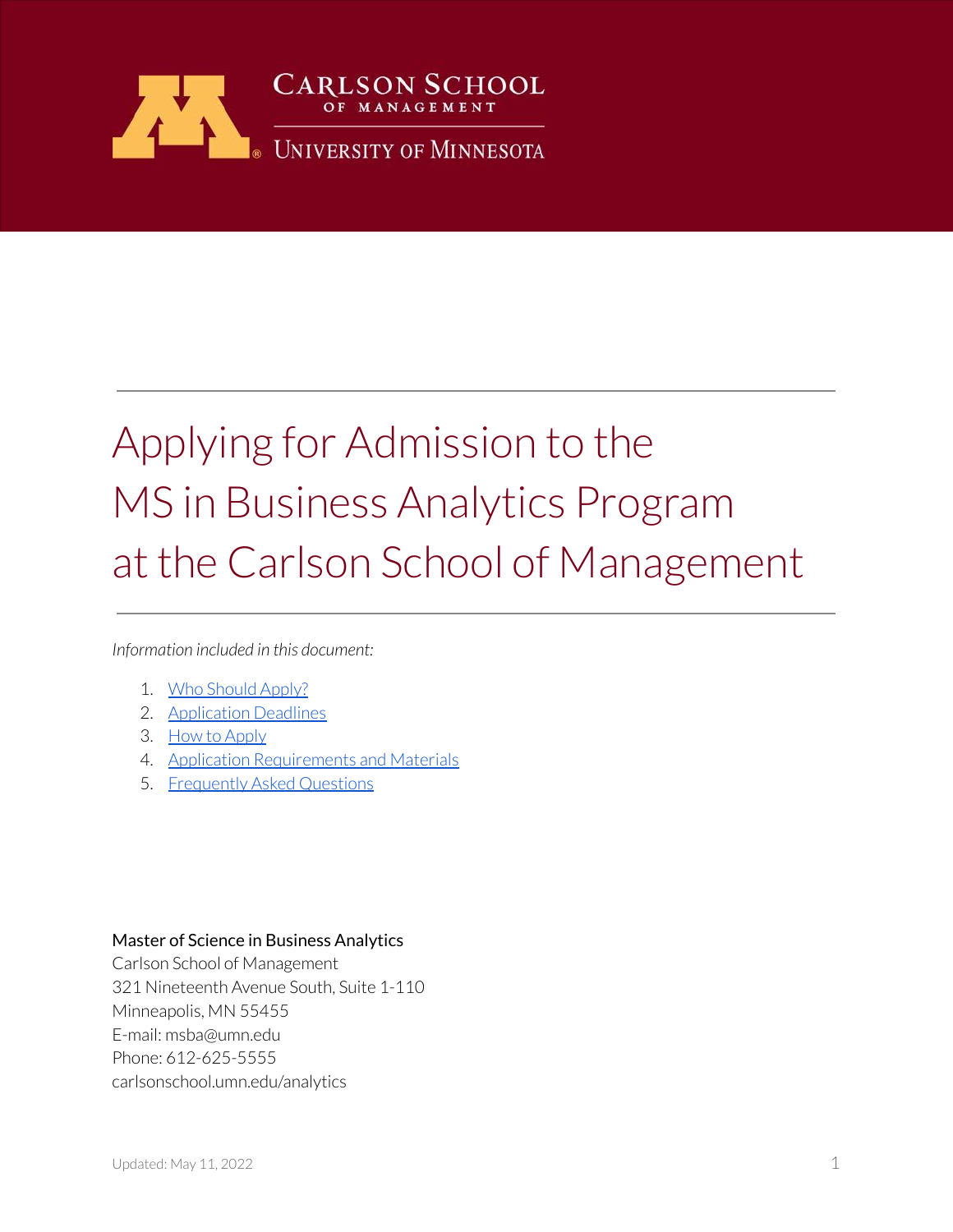Carlson School of Management
University of Minnesota

# Applying for Admission to the MS in Business Analytics Program at the Carlson School of Management

*Information included in this document:*

1. Who Should Apply?
2. Application Deadlines
3. How to Apply
4. Application Requirements and Materials
5. Frequently Asked Questions

Master of Science in Business Analytics
Carlson School of Management
321 Nineteenth Avenue South, Suite 1-110
Minneapolis, MN 55455
E-mail: msba@umn.edu
Phone: 612-625-5555
carlsonschool.umn.edu/analytics

Updated: May 11, 2022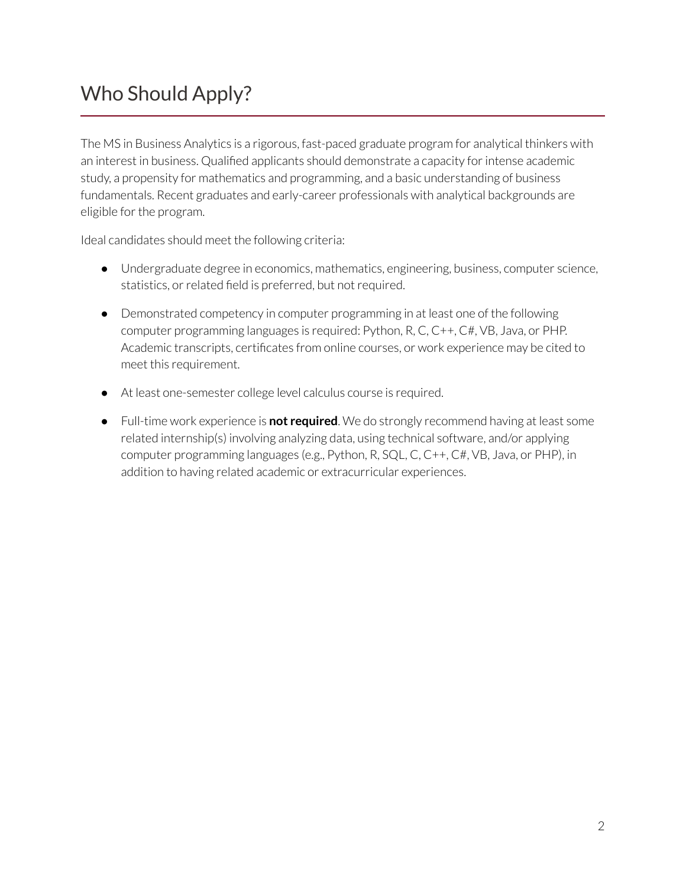# Who Should Apply?

The MS in Business Analytics is a rigorous, fast-paced graduate program for analytical thinkers with an interest in business. Qualified applicants should demonstrate a capacity for intense academic study, a propensity for mathematics and programming, and a basic understanding of business fundamentals. Recent graduates and early-career professionals with analytical backgrounds are eligible for the program.

Ideal candidates should meet the following criteria:

- Undergraduate degree in economics, mathematics, engineering, business, computer science, statistics, or related field is preferred, but not required.
- Demonstrated competency in computer programming in at least one of the following computer programming languages is required: Python, R, C, C++, C#, VB, Java, or PHP. Academic transcripts, certificates from online courses, or work experience may be cited to meet this requirement.
- At least one-semester college level calculus course is required.
- Full-time work experience is **not required**. We do strongly recommend having at least some related internship(s) involving analyzing data, using technical software, and/or applying computer programming languages (e.g., Python, R, SQL, C, C++, C#, VB, Java, or PHP), in addition to having related academic or extracurricular experiences.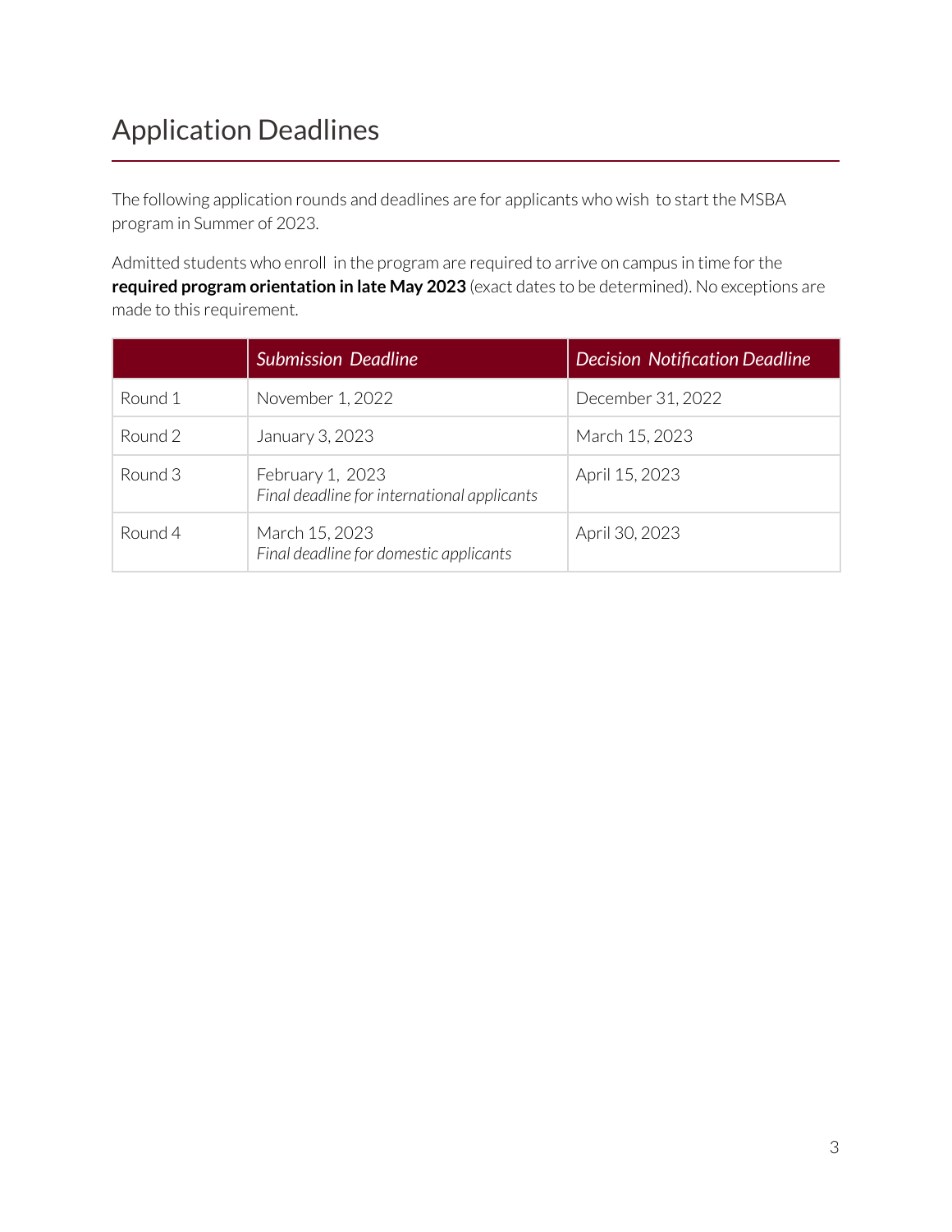# Application Deadlines

The following application rounds and deadlines are for applicants who wish to start the MSBA program in Summer of 2023.

Admitted students who enroll in the program are required to arrive on campus in time for the **required program orientation in late May 2023** (exact dates to be determined). No exceptions are made to this requirement.

| | *Submission Deadline* | *Decision Notification Deadline* |
|---|---|---|
| Round 1 | November 1, 2022 | December 31, 2022 |
| Round 2 | January 3, 2023 | March 15, 2023 |
| Round 3 | February 1, 2023<br>*Final deadline for international applicants* | April 15, 2023 |
| Round 4 | March 15, 2023<br>*Final deadline for domestic applicants* | April 30, 2023 |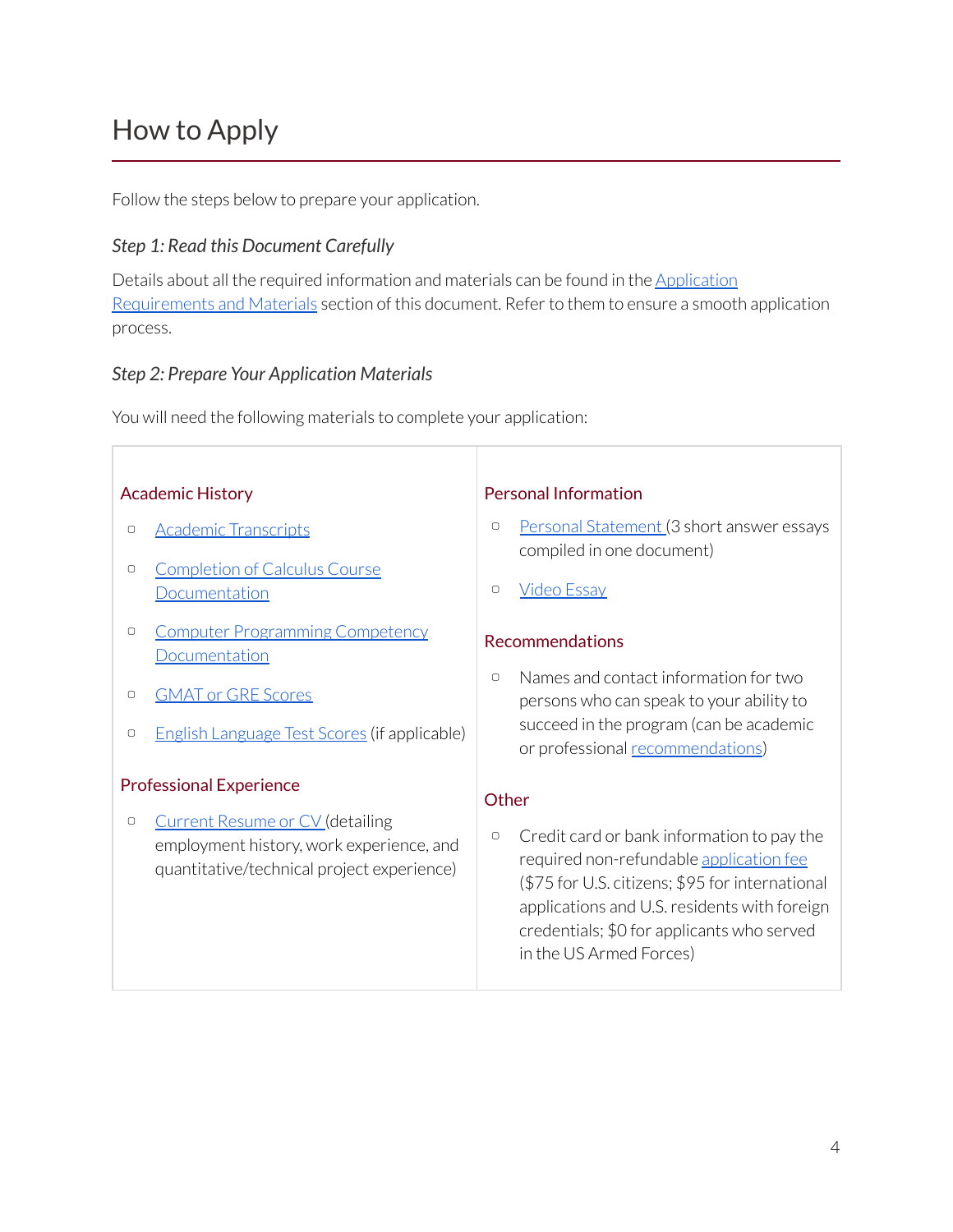# How to Apply

Follow the steps below to prepare your application.

### *Step 1: Read this Document Carefully*

Details about all the required information and materials can be found in the Application Requirements and Materials section of this document. Refer to them to ensure a smooth application process.

### *Step 2: Prepare Your Application Materials*

You will need the following materials to complete your application:

#### Academic History

- Academic Transcripts
- Completion of Calculus Course Documentation
- Computer Programming Competency Documentation
- GMAT or GRE Scores
- English Language Test Scores (if applicable)

#### Professional Experience

- Current Resume or CV (detailing employment history, work experience, and quantitative/technical project experience)

#### Personal Information

- Personal Statement (3 short answer essays compiled in one document)
- Video Essay

#### Recommendations

- Names and contact information for two persons who can speak to your ability to succeed in the program (can be academic or professional recommendations)

#### Other

- Credit card or bank information to pay the required non-refundable application fee ($75 for U.S. citizens; $95 for international applications and U.S. residents with foreign credentials; $0 for applicants who served in the US Armed Forces)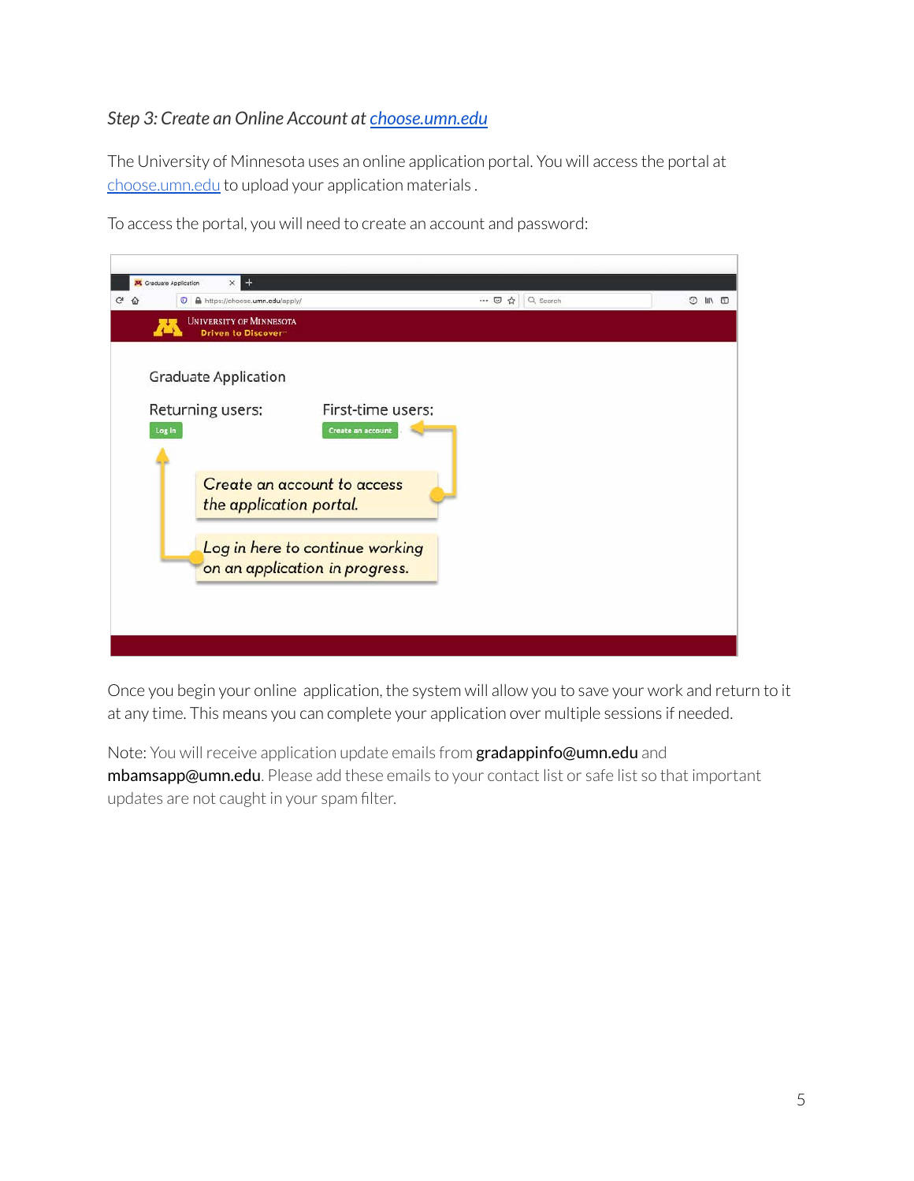*Step 3: Create an Online Account at [choose.umn.edu](choose.umn.edu)*

The University of Minnesota uses an online application portal. You will access the portal at [choose.umn.edu](choose.umn.edu) to upload your application materials .

To access the portal, you will need to create an account and password:

Once you begin your online application, the system will allow you to save your work and return to it at any time. This means you can complete your application over multiple sessions if needed.

Note: You will receive application update emails from **gradappinfo@umn.edu** and **mbamsapp@umn.edu**. Please add these emails to your contact list or safe list so that important updates are not caught in your spam filter.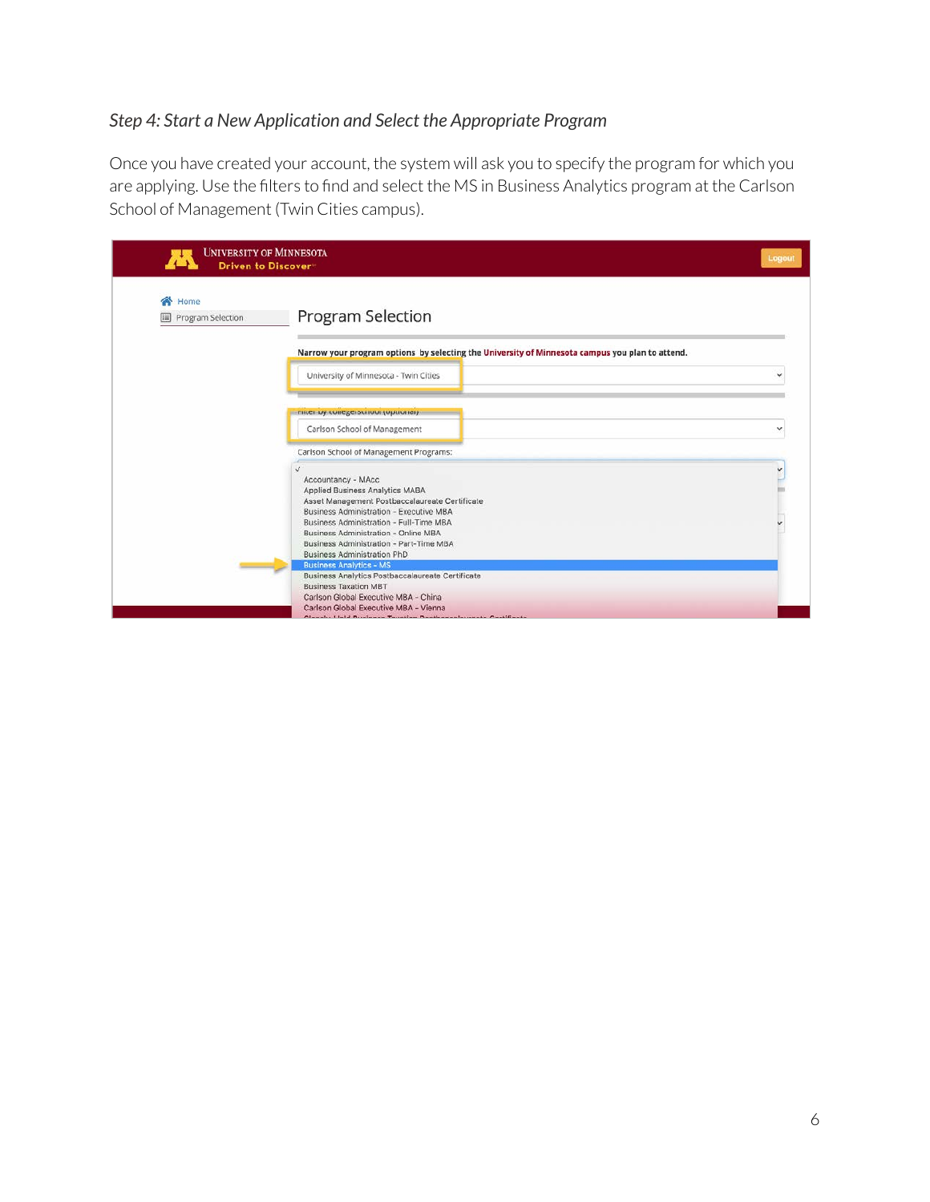*Step 4: Start a New Application and Select the Appropriate Program*

Once you have created your account, the system will ask you to specify the program for which you are applying. Use the filters to find and select the MS in Business Analytics program at the Carlson School of Management (Twin Cities campus).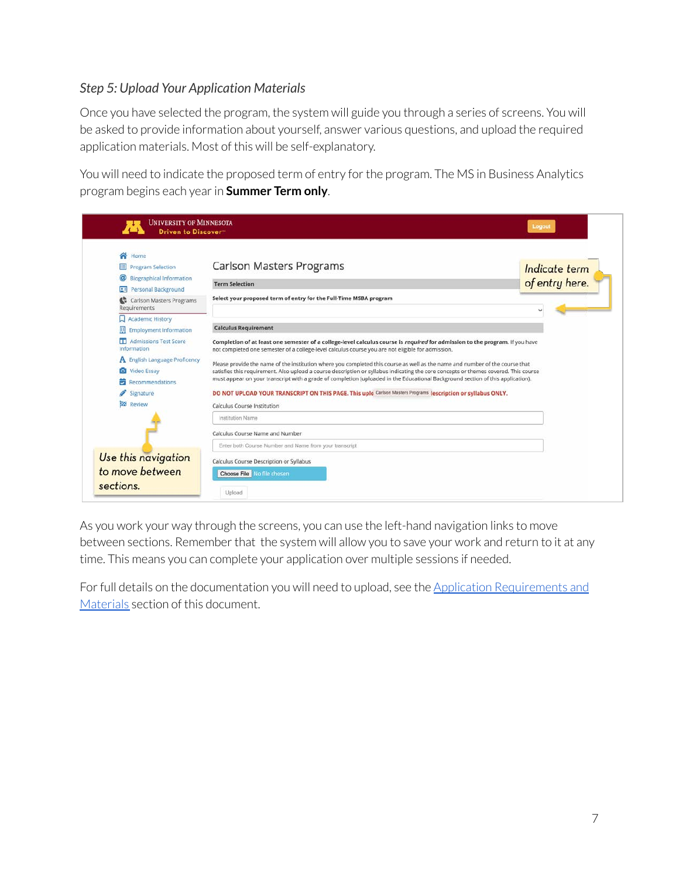### *Step 5: Upload Your Application Materials*

Once you have selected the program, the system will guide you through a series of screens. You will be asked to provide information about yourself, answer various questions, and upload the required application materials. Most of this will be self-explanatory.

You will need to indicate the proposed term of entry for the program. The MS in Business Analytics program begins each year in **Summer Term only**.

As you work your way through the screens, you can use the left-hand navigation links to move between sections. Remember that the system will allow you to save your work and return to it at any time. This means you can complete your application over multiple sessions if needed.

For full details on the documentation you will need to upload, see the [Application Requirements and Materials] section of this document.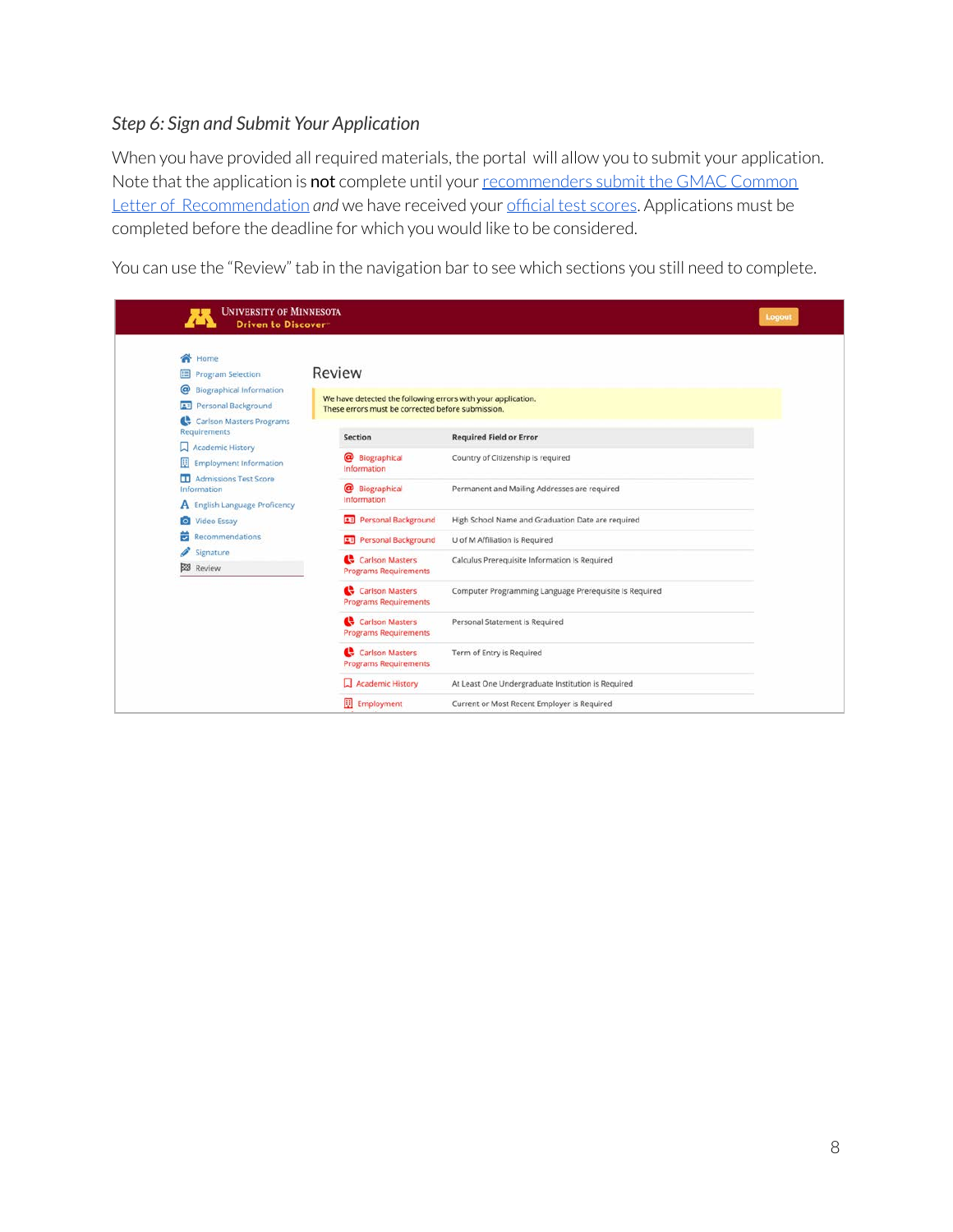*Step 6: Sign and Submit Your Application*

When you have provided all required materials, the portal will allow you to submit your application. Note that the application is **not** complete until your recommenders submit the GMAC Common Letter of Recommendation *and* we have received your official test scores. Applications must be completed before the deadline for which you would like to be considered.

You can use the "Review" tab in the navigation bar to see which sections you still need to complete.

UNIVERSITY OF MINNESOTA
Driven to Discover

Logout

- Home
- Program Selection
- Biographical Information
- Personal Background
- Carlson Masters Programs Requirements
- Academic History
- Employment Information
- Admissions Test Score Information
- English Language Proficency
- Video Essay
- Recommendations
- Signature
- Review

Review

We have detected the following errors with your application.
These errors must be corrected before submission.

| Section | Required Field or Error |
|---|---|
| Biographical Information | Country of Citizenship is required |
| Biographical Information | Permanent and Mailing Addresses are required |
| Personal Background | High School Name and Graduation Date are required |
| Personal Background | U of M Affiliation is Required |
| Carlson Masters Programs Requirements | Calculus Prerequisite Information is Required |
| Carlson Masters Programs Requirements | Computer Programming Language Prerequisite is Required |
| Carlson Masters Programs Requirements | Personal Statement is Required |
| Carlson Masters Programs Requirements | Term of Entry is Required |
| Academic History | At Least One Undergraduate Institution is Required |
| Employment | Current or Most Recent Employer is Required |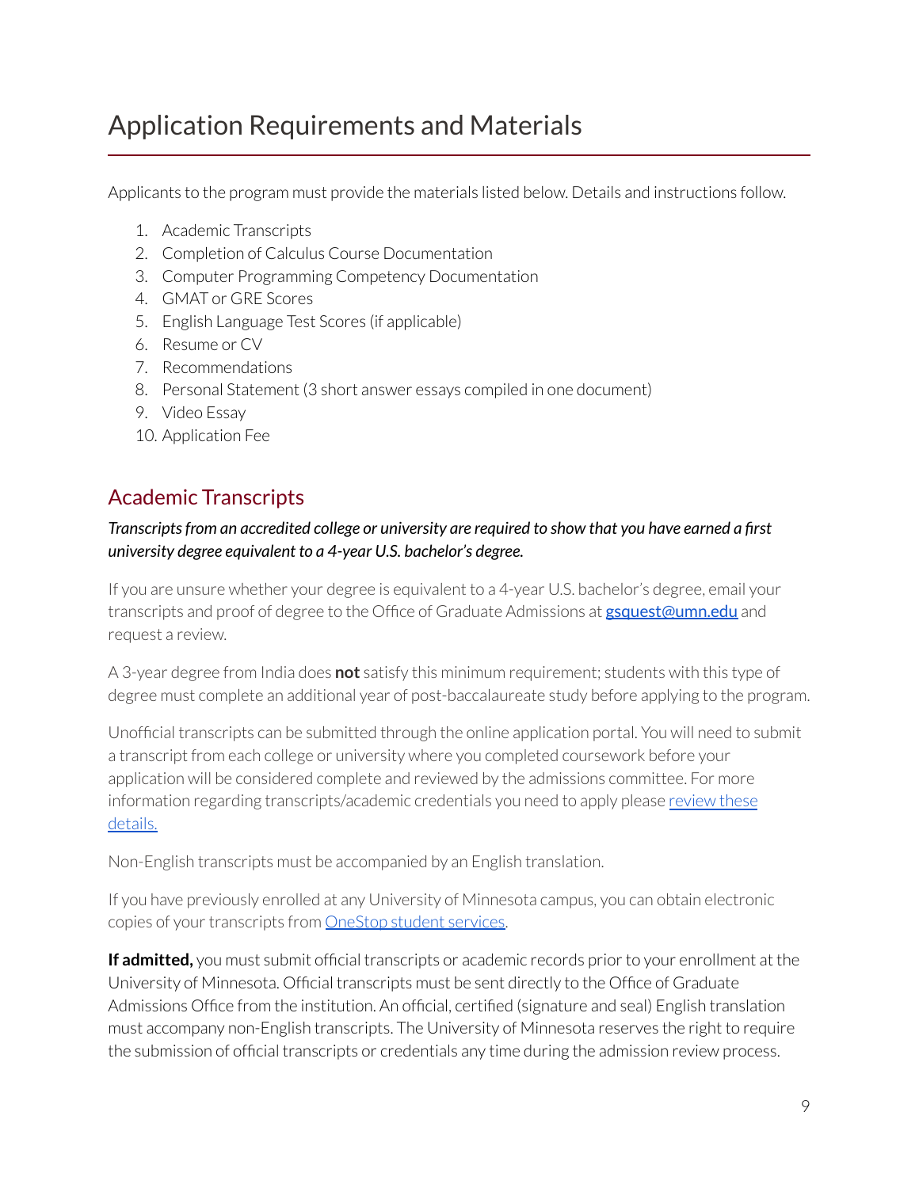# Application Requirements and Materials

Applicants to the program must provide the materials listed below. Details and instructions follow.

1. Academic Transcripts
2. Completion of Calculus Course Documentation
3. Computer Programming Competency Documentation
4. GMAT or GRE Scores
5. English Language Test Scores (if applicable)
6. Resume or CV
7. Recommendations
8. Personal Statement (3 short answer essays compiled in one document)
9. Video Essay
10. Application Fee

## Academic Transcripts

***Transcripts from an accredited college or university are required to show that you have earned a first university degree equivalent to a 4-year U.S. bachelor's degree.***

If you are unsure whether your degree is equivalent to a 4-year U.S. bachelor's degree, email your transcripts and proof of degree to the Office of Graduate Admissions at **gsquest@umn.edu** and request a review.

A 3-year degree from India does **not** satisfy this minimum requirement; students with this type of degree must complete an additional year of post-baccalaureate study before applying to the program.

Unofficial transcripts can be submitted through the online application portal. You will need to submit a transcript from each college or university where you completed coursework before your application will be considered complete and reviewed by the admissions committee. For more information regarding transcripts/academic credentials you need to apply please review these details.

Non-English transcripts must be accompanied by an English translation.

If you have previously enrolled at any University of Minnesota campus, you can obtain electronic copies of your transcripts from OneStop student services.

**If admitted,** you must submit official transcripts or academic records prior to your enrollment at the University of Minnesota. Official transcripts must be sent directly to the Office of Graduate Admissions Office from the institution. An official, certified (signature and seal) English translation must accompany non-English transcripts. The University of Minnesota reserves the right to require the submission of official transcripts or credentials any time during the admission review process.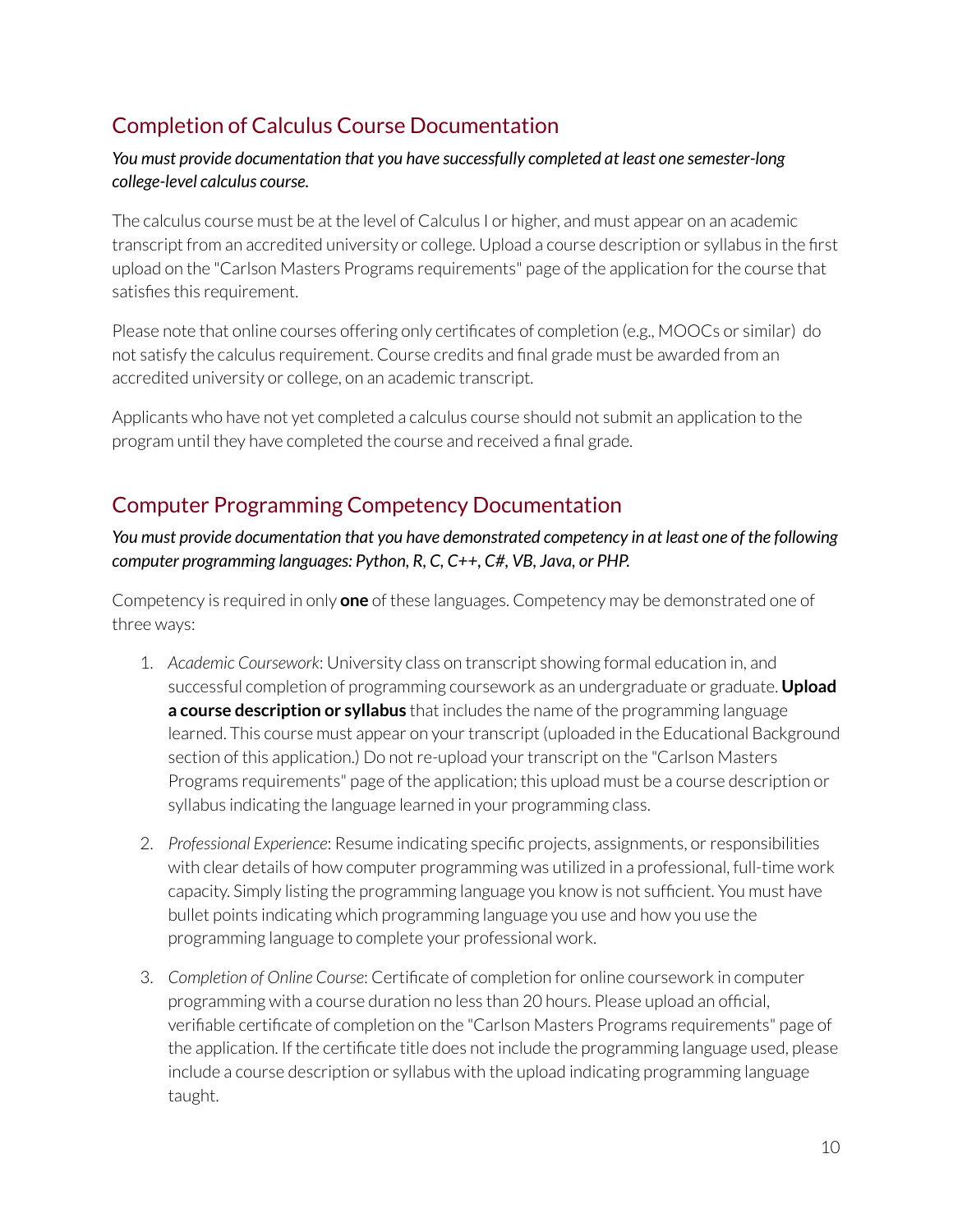## Completion of Calculus Course Documentation

*You must provide documentation that you have successfully completed at least one semester-long college-level calculus course.*

The calculus course must be at the level of Calculus I or higher, and must appear on an academic transcript from an accredited university or college. Upload a course description or syllabus in the first upload on the "Carlson Masters Programs requirements" page of the application for the course that satisfies this requirement.

Please note that online courses offering only certificates of completion (e.g., MOOCs or similar) do not satisfy the calculus requirement. Course credits and final grade must be awarded from an accredited university or college, on an academic transcript.

Applicants who have not yet completed a calculus course should not submit an application to the program until they have completed the course and received a final grade.

## Computer Programming Competency Documentation

*You must provide documentation that you have demonstrated competency in at least one of the following computer programming languages: Python, R, C, C++, C#, VB, Java, or PHP.*

Competency is required in only **one** of these languages. Competency may be demonstrated one of three ways:

1. *Academic Coursework*: University class on transcript showing formal education in, and successful completion of programming coursework as an undergraduate or graduate. **Upload a course description or syllabus** that includes the name of the programming language learned. This course must appear on your transcript (uploaded in the Educational Background section of this application.) Do not re-upload your transcript on the "Carlson Masters Programs requirements" page of the application; this upload must be a course description or syllabus indicating the language learned in your programming class.

2. *Professional Experience*: Resume indicating specific projects, assignments, or responsibilities with clear details of how computer programming was utilized in a professional, full-time work capacity. Simply listing the programming language you know is not sufficient. You must have bullet points indicating which programming language you use and how you use the programming language to complete your professional work.

3. *Completion of Online Course*: Certificate of completion for online coursework in computer programming with a course duration no less than 20 hours. Please upload an official, verifiable certificate of completion on the "Carlson Masters Programs requirements" page of the application. If the certificate title does not include the programming language used, please include a course description or syllabus with the upload indicating programming language taught.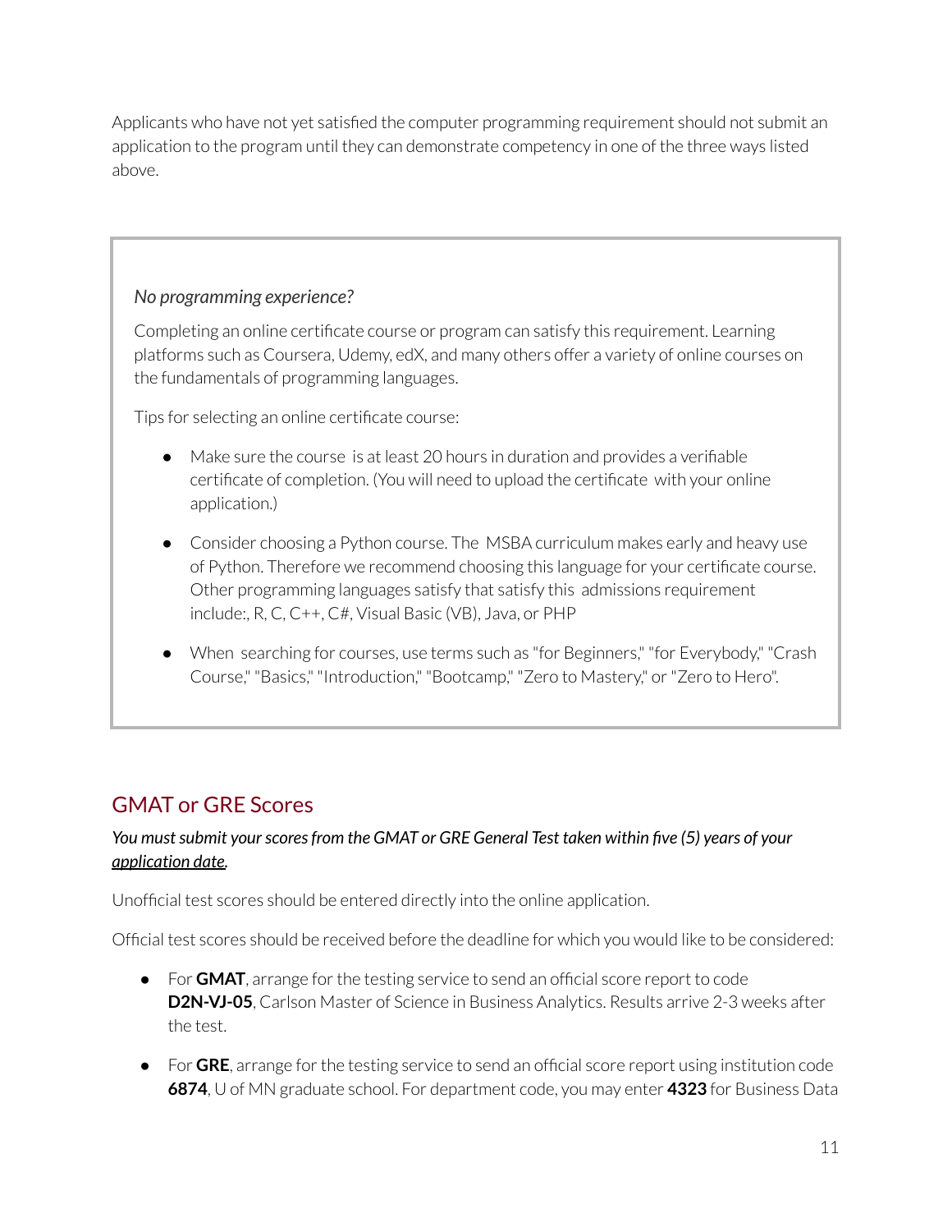Applicants who have not yet satisfied the computer programming requirement should not submit an application to the program until they can demonstrate competency in one of the three ways listed above.

*No programming experience?*

Completing an online certificate course or program can satisfy this requirement. Learning platforms such as Coursera, Udemy, edX, and many others offer a variety of online courses on the fundamentals of programming languages.

Tips for selecting an online certificate course:

- Make sure the course is at least 20 hours in duration and provides a verifiable certificate of completion. (You will need to upload the certificate with your online application.)
- Consider choosing a Python course. The MSBA curriculum makes early and heavy use of Python. Therefore we recommend choosing this language for your certificate course. Other programming languages satisfy that satisfy this admissions requirement include:, R, C, C++, C#, Visual Basic (VB), Java, or PHP
- When searching for courses, use terms such as "for Beginners," "for Everybody," "Crash Course," "Basics," "Introduction," "Bootcamp," "Zero to Mastery," or "Zero to Hero".

## GMAT or GRE Scores

***You must submit your scores from the GMAT or GRE General Test taken within five (5) years of your application date.***

Unofficial test scores should be entered directly into the online application.

Official test scores should be received before the deadline for which you would like to be considered:

- For **GMAT**, arrange for the testing service to send an official score report to code **D2N-VJ-05**, Carlson Master of Science in Business Analytics. Results arrive 2-3 weeks after the test.
- For **GRE**, arrange for the testing service to send an official score report using institution code **6874**, U of MN graduate school. For department code, you may enter **4323** for Business Data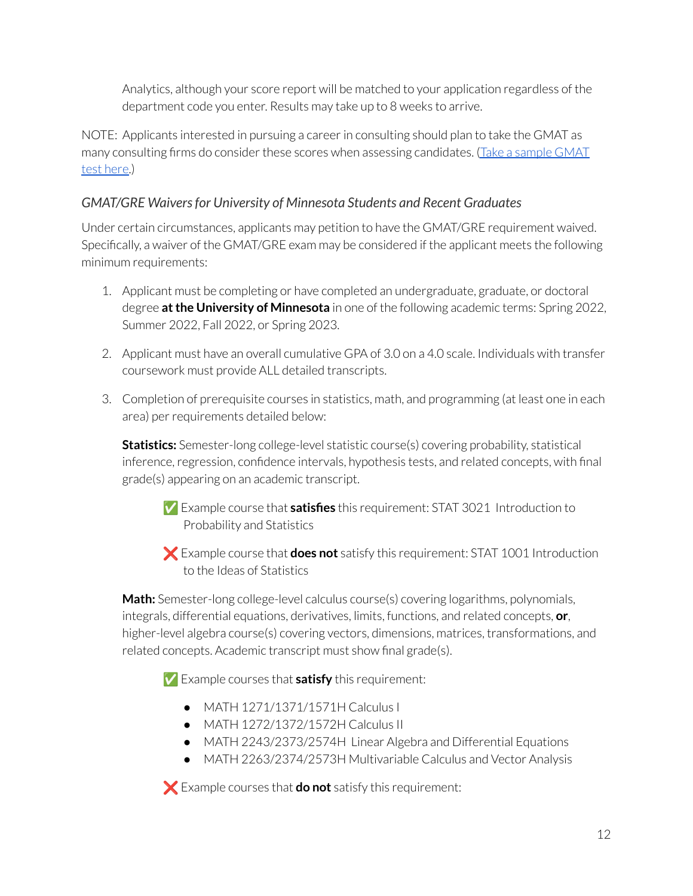Analytics, although your score report will be matched to your application regardless of the department code you enter. Results may take up to 8 weeks to arrive.

NOTE: Applicants interested in pursuing a career in consulting should plan to take the GMAT as many consulting firms do consider these scores when assessing candidates. (Take a sample GMAT test here.)

### *GMAT/GRE Waivers for University of Minnesota Students and Recent Graduates*

Under certain circumstances, applicants may petition to have the GMAT/GRE requirement waived. Specifically, a waiver of the GMAT/GRE exam may be considered if the applicant meets the following minimum requirements:

1. Applicant must be completing or have completed an undergraduate, graduate, or doctoral degree **at the University of Minnesota** in one of the following academic terms: Spring 2022, Summer 2022, Fall 2022, or Spring 2023.

2. Applicant must have an overall cumulative GPA of 3.0 on a 4.0 scale. Individuals with transfer coursework must provide ALL detailed transcripts.

3. Completion of prerequisite courses in statistics, math, and programming (at least one in each area) per requirements detailed below:

   **Statistics:** Semester-long college-level statistic course(s) covering probability, statistical inference, regression, confidence intervals, hypothesis tests, and related concepts, with final grade(s) appearing on an academic transcript.

   ✅ Example course that **satisfies** this requirement: STAT 3021 Introduction to Probability and Statistics

   ❌ Example course that **does not** satisfy this requirement: STAT 1001 Introduction to the Ideas of Statistics

   **Math:** Semester-long college-level calculus course(s) covering logarithms, polynomials, integrals, differential equations, derivatives, limits, functions, and related concepts, **or**, higher-level algebra course(s) covering vectors, dimensions, matrices, transformations, and related concepts. Academic transcript must show final grade(s).

   ✅ Example courses that **satisfy** this requirement:

   - MATH 1271/1371/1571H Calculus I
   - MATH 1272/1372/1572H Calculus II
   - MATH 2243/2373/2574H Linear Algebra and Differential Equations
   - MATH 2263/2374/2573H Multivariable Calculus and Vector Analysis

   ❌ Example courses that **do not** satisfy this requirement: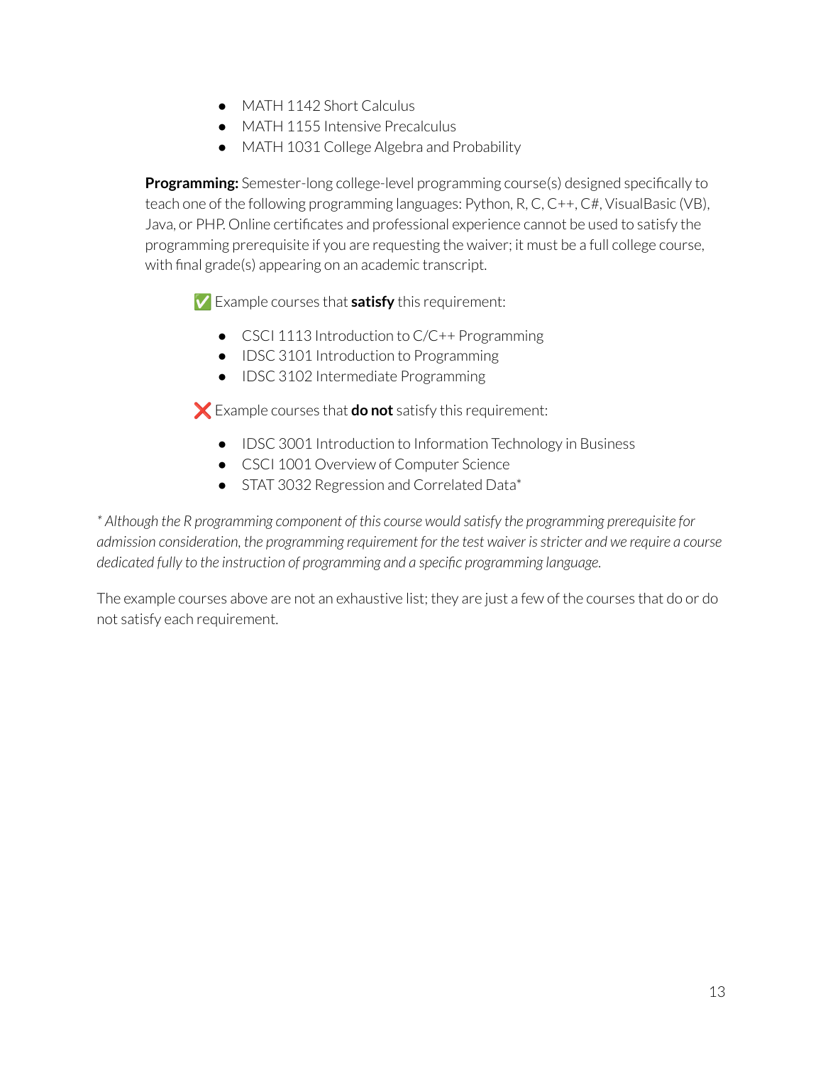- MATH 1142 Short Calculus
- MATH 1155 Intensive Precalculus
- MATH 1031 College Algebra and Probability

**Programming:** Semester-long college-level programming course(s) designed specifically to teach one of the following programming languages: Python, R, C, C++, C#, VisualBasic (VB), Java, or PHP. Online certificates and professional experience cannot be used to satisfy the programming prerequisite if you are requesting the waiver; it must be a full college course, with final grade(s) appearing on an academic transcript.

✅ Example courses that **satisfy** this requirement:

- CSCI 1113 Introduction to C/C++ Programming
- IDSC 3101 Introduction to Programming
- IDSC 3102 Intermediate Programming

❌ Example courses that **do not** satisfy this requirement:

- IDSC 3001 Introduction to Information Technology in Business
- CSCI 1001 Overview of Computer Science
- STAT 3032 Regression and Correlated Data*

*\* Although the R programming component of this course would satisfy the programming prerequisite for admission consideration, the programming requirement for the test waiver is stricter and we require a course dedicated fully to the instruction of programming and a specific programming language.*

The example courses above are not an exhaustive list; they are just a few of the courses that do or do not satisfy each requirement.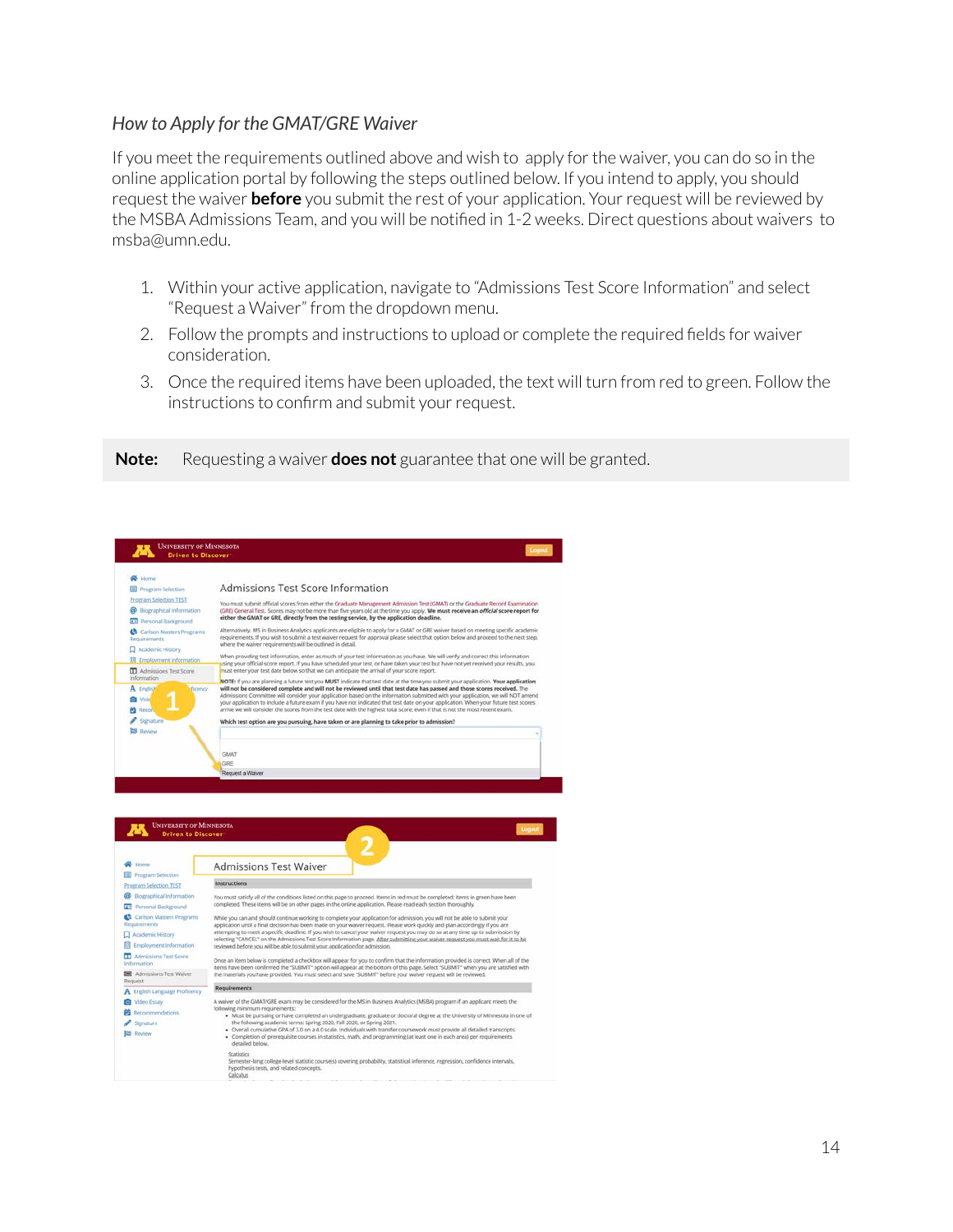### *How to Apply for the GMAT/GRE Waiver*

If you meet the requirements outlined above and wish to apply for the waiver, you can do so in the online application portal by following the steps outlined below. If you intend to apply, you should request the waiver **before** you submit the rest of your application. Your request will be reviewed by the MSBA Admissions Team, and you will be notified in 1-2 weeks. Direct questions about waivers to msba@umn.edu.

1. Within your active application, navigate to "Admissions Test Score Information" and select "Request a Waiver" from the dropdown menu.
2. Follow the prompts and instructions to upload or complete the required fields for waiver consideration.
3. Once the required items have been uploaded, the text will turn from red to green. Follow the instructions to confirm and submit your request.

**Note:** Requesting a waiver **does not** guarantee that one will be granted.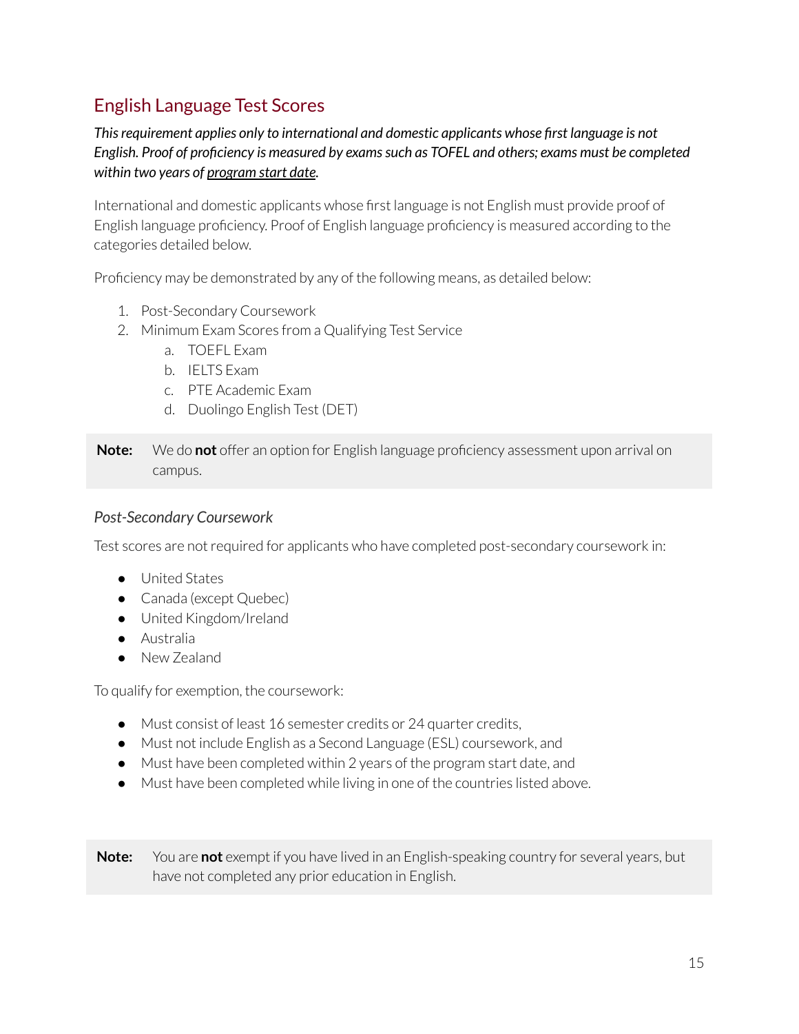## English Language Test Scores

***This requirement applies only to international and domestic applicants whose first language is not English. Proof of proficiency is measured by exams such as TOFEL and others; exams must be completed within two years of program start date.***

International and domestic applicants whose first language is not English must provide proof of English language proficiency. Proof of English language proficiency is measured according to the categories detailed below.

Proficiency may be demonstrated by any of the following means, as detailed below:

1. Post-Secondary Coursework
2. Minimum Exam Scores from a Qualifying Test Service
   a. TOEFL Exam
   b. IELTS Exam
   c. PTE Academic Exam
   d. Duolingo English Test (DET)

**Note:** We do **not** offer an option for English language proficiency assessment upon arrival on campus.

### *Post-Secondary Coursework*

Test scores are not required for applicants who have completed post-secondary coursework in:

- United States
- Canada (except Quebec)
- United Kingdom/Ireland
- Australia
- New Zealand

To qualify for exemption, the coursework:

- Must consist of least 16 semester credits or 24 quarter credits,
- Must not include English as a Second Language (ESL) coursework, and
- Must have been completed within 2 years of the program start date, and
- Must have been completed while living in one of the countries listed above.

**Note:** You are **not** exempt if you have lived in an English-speaking country for several years, but have not completed any prior education in English.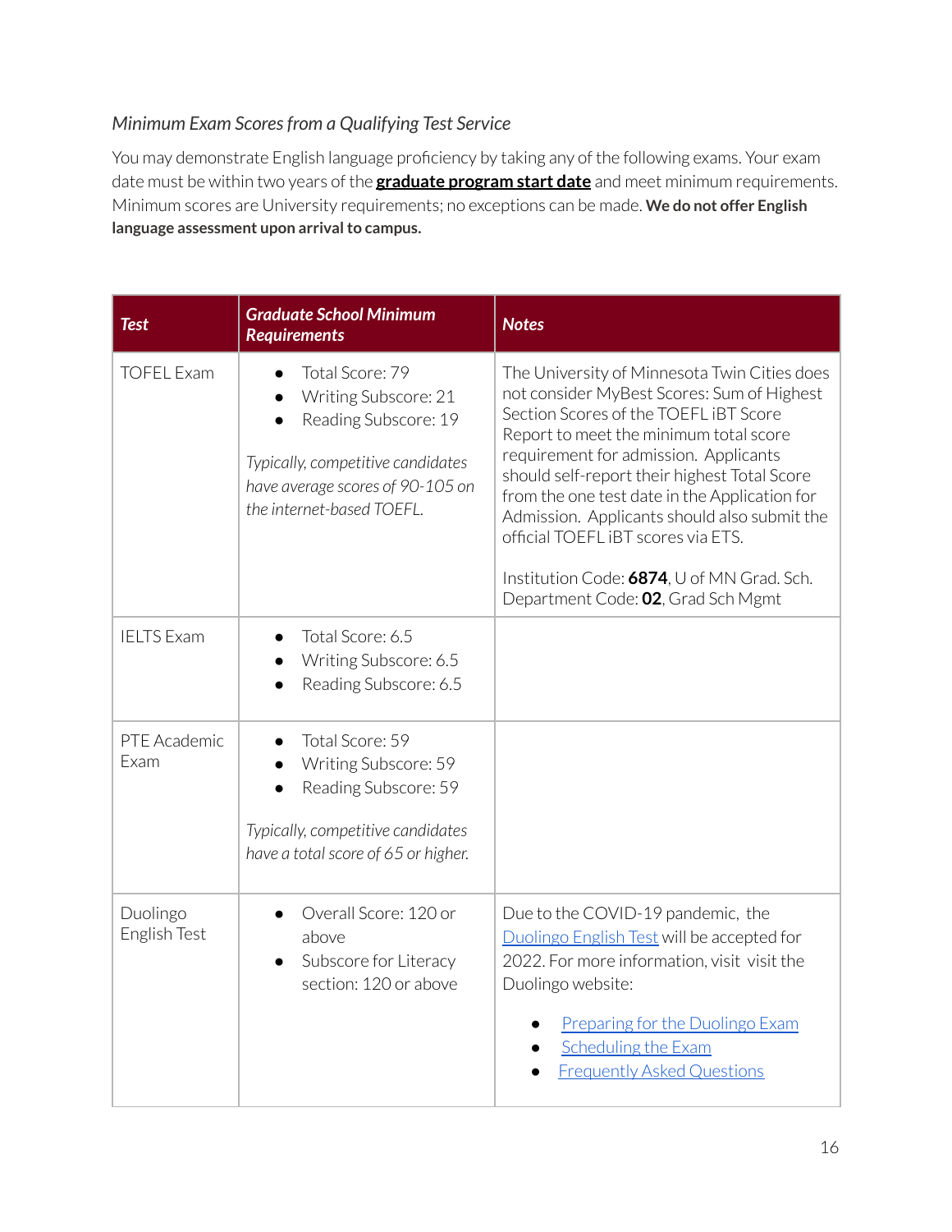*Minimum Exam Scores from a Qualifying Test Service*

You may demonstrate English language proficiency by taking any of the following exams. Your exam date must be within two years of the **graduate program start date** and meet minimum requirements. Minimum scores are University requirements; no exceptions can be made. **We do not offer English language assessment upon arrival to campus.**

| ***Test*** | ***Graduate School Minimum Requirements*** | ***Notes*** |
|---|---|---|
| TOFEL Exam | • Total Score: 79<br>• Writing Subscore: 21<br>• Reading Subscore: 19<br><br>*Typically, competitive candidates have average scores of 90-105 on the internet-based TOEFL.* | The University of Minnesota Twin Cities does not consider MyBest Scores: Sum of Highest Section Scores of the TOEFL iBT Score Report to meet the minimum total score requirement for admission. Applicants should self-report their highest Total Score from the one test date in the Application for Admission. Applicants should also submit the official TOEFL iBT scores via ETS.<br><br>Institution Code: **6874**, U of MN Grad. Sch.<br>Department Code: **02**, Grad Sch Mgmt |
| IELTS Exam | • Total Score: 6.5<br>• Writing Subscore: 6.5<br>• Reading Subscore: 6.5 | |
| PTE Academic Exam | • Total Score: 59<br>• Writing Subscore: 59<br>• Reading Subscore: 59<br><br>*Typically, competitive candidates have a total score of 65 or higher.* | |
| Duolingo English Test | • Overall Score: 120 or above<br>• Subscore for Literacy section: 120 or above | Due to the COVID-19 pandemic, the Duolingo English Test will be accepted for 2022. For more information, visit visit the Duolingo website:<br><br>• Preparing for the Duolingo Exam<br>• Scheduling the Exam<br>• Frequently Asked Questions |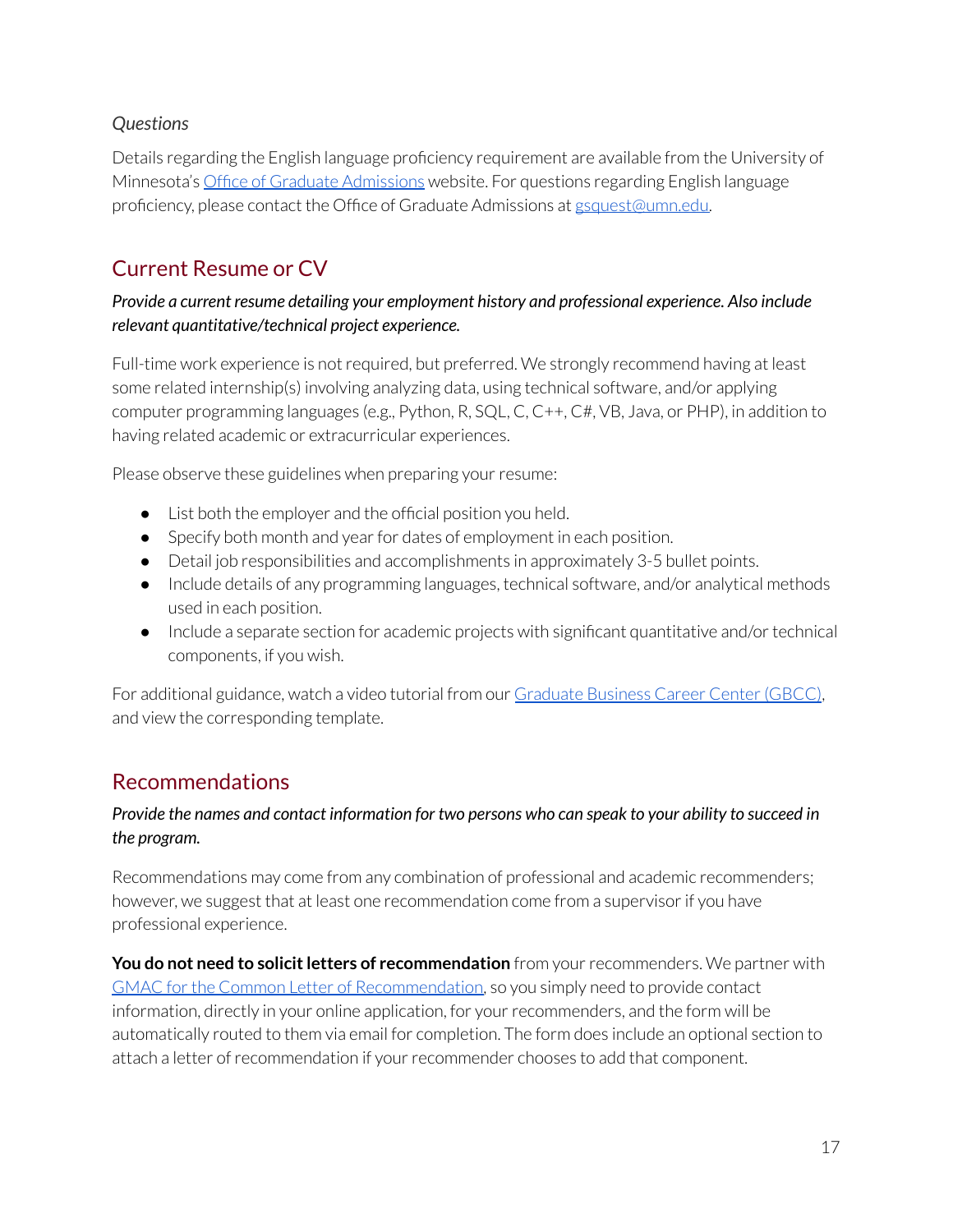*Questions*

Details regarding the English language proficiency requirement are available from the University of Minnesota's Office of Graduate Admissions website. For questions regarding English language proficiency, please contact the Office of Graduate Admissions at gsquest@umn.edu.

## Current Resume or CV

***Provide a current resume detailing your employment history and professional experience. Also include relevant quantitative/technical project experience.***

Full-time work experience is not required, but preferred. We strongly recommend having at least some related internship(s) involving analyzing data, using technical software, and/or applying computer programming languages (e.g., Python, R, SQL, C, C++, C#, VB, Java, or PHP), in addition to having related academic or extracurricular experiences.

Please observe these guidelines when preparing your resume:

- List both the employer and the official position you held.
- Specify both month and year for dates of employment in each position.
- Detail job responsibilities and accomplishments in approximately 3-5 bullet points.
- Include details of any programming languages, technical software, and/or analytical methods used in each position.
- Include a separate section for academic projects with significant quantitative and/or technical components, if you wish.

For additional guidance, watch a video tutorial from our Graduate Business Career Center (GBCC), and view the corresponding template.

## Recommendations

***Provide the names and contact information for two persons who can speak to your ability to succeed in the program.***

Recommendations may come from any combination of professional and academic recommenders; however, we suggest that at least one recommendation come from a supervisor if you have professional experience.

**You do not need to solicit letters of recommendation** from your recommenders. We partner with GMAC for the Common Letter of Recommendation, so you simply need to provide contact information, directly in your online application, for your recommenders, and the form will be automatically routed to them via email for completion. The form does include an optional section to attach a letter of recommendation if your recommender chooses to add that component.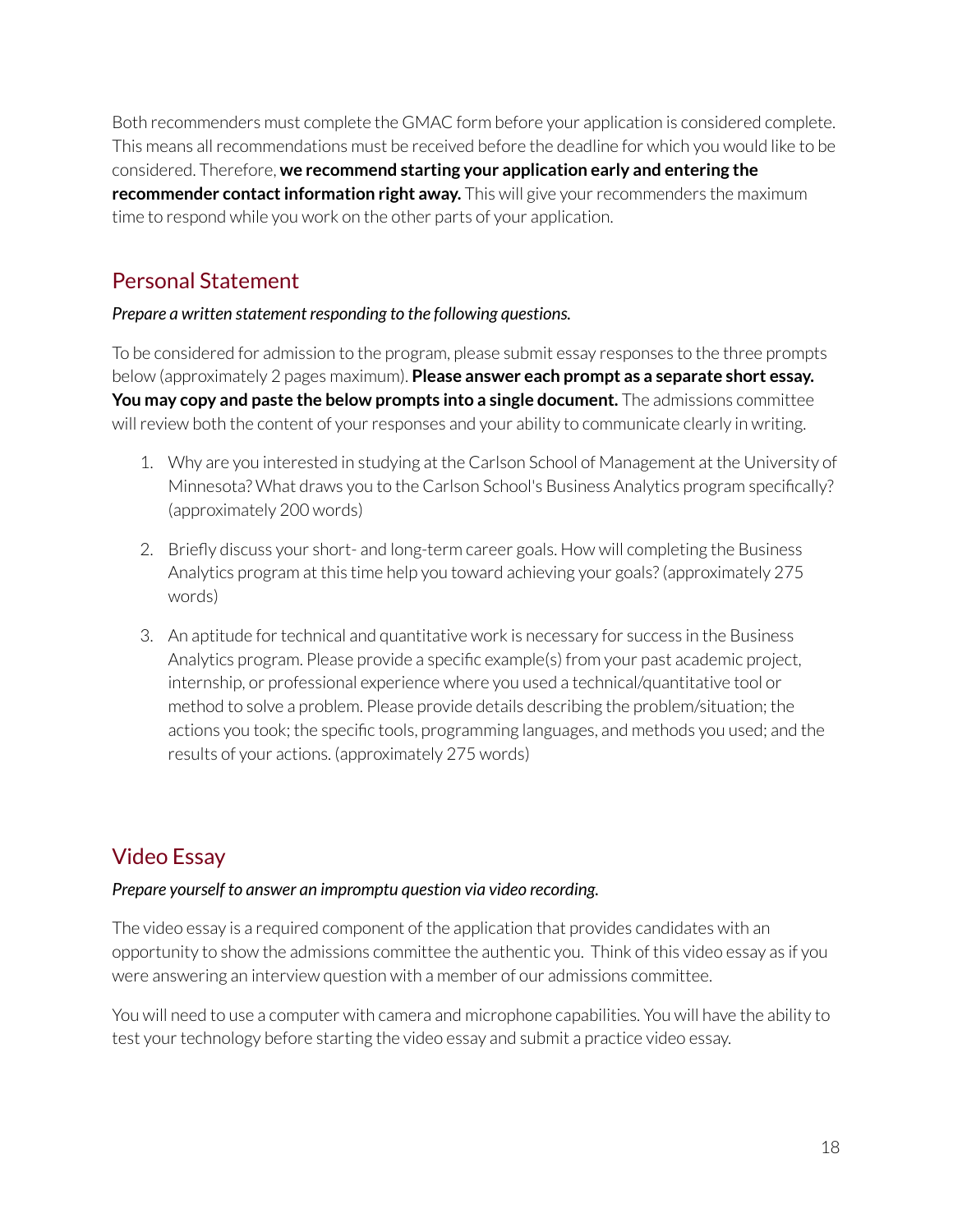Both recommenders must complete the GMAC form before your application is considered complete. This means all recommendations must be received before the deadline for which you would like to be considered. Therefore, **we recommend starting your application early and entering the recommender contact information right away.** This will give your recommenders the maximum time to respond while you work on the other parts of your application.

## Personal Statement

*Prepare a written statement responding to the following questions.*

To be considered for admission to the program, please submit essay responses to the three prompts below (approximately 2 pages maximum). **Please answer each prompt as a separate short essay. You may copy and paste the below prompts into a single document.** The admissions committee will review both the content of your responses and your ability to communicate clearly in writing.

1. Why are you interested in studying at the Carlson School of Management at the University of Minnesota? What draws you to the Carlson School's Business Analytics program specifically? (approximately 200 words)
2. Briefly discuss your short- and long-term career goals. How will completing the Business Analytics program at this time help you toward achieving your goals? (approximately 275 words)
3. An aptitude for technical and quantitative work is necessary for success in the Business Analytics program. Please provide a specific example(s) from your past academic project, internship, or professional experience where you used a technical/quantitative tool or method to solve a problem. Please provide details describing the problem/situation; the actions you took; the specific tools, programming languages, and methods you used; and the results of your actions. (approximately 275 words)

## Video Essay

*Prepare yourself to answer an impromptu question via video recording.*

The video essay is a required component of the application that provides candidates with an opportunity to show the admissions committee the authentic you. Think of this video essay as if you were answering an interview question with a member of our admissions committee.

You will need to use a computer with camera and microphone capabilities. You will have the ability to test your technology before starting the video essay and submit a practice video essay.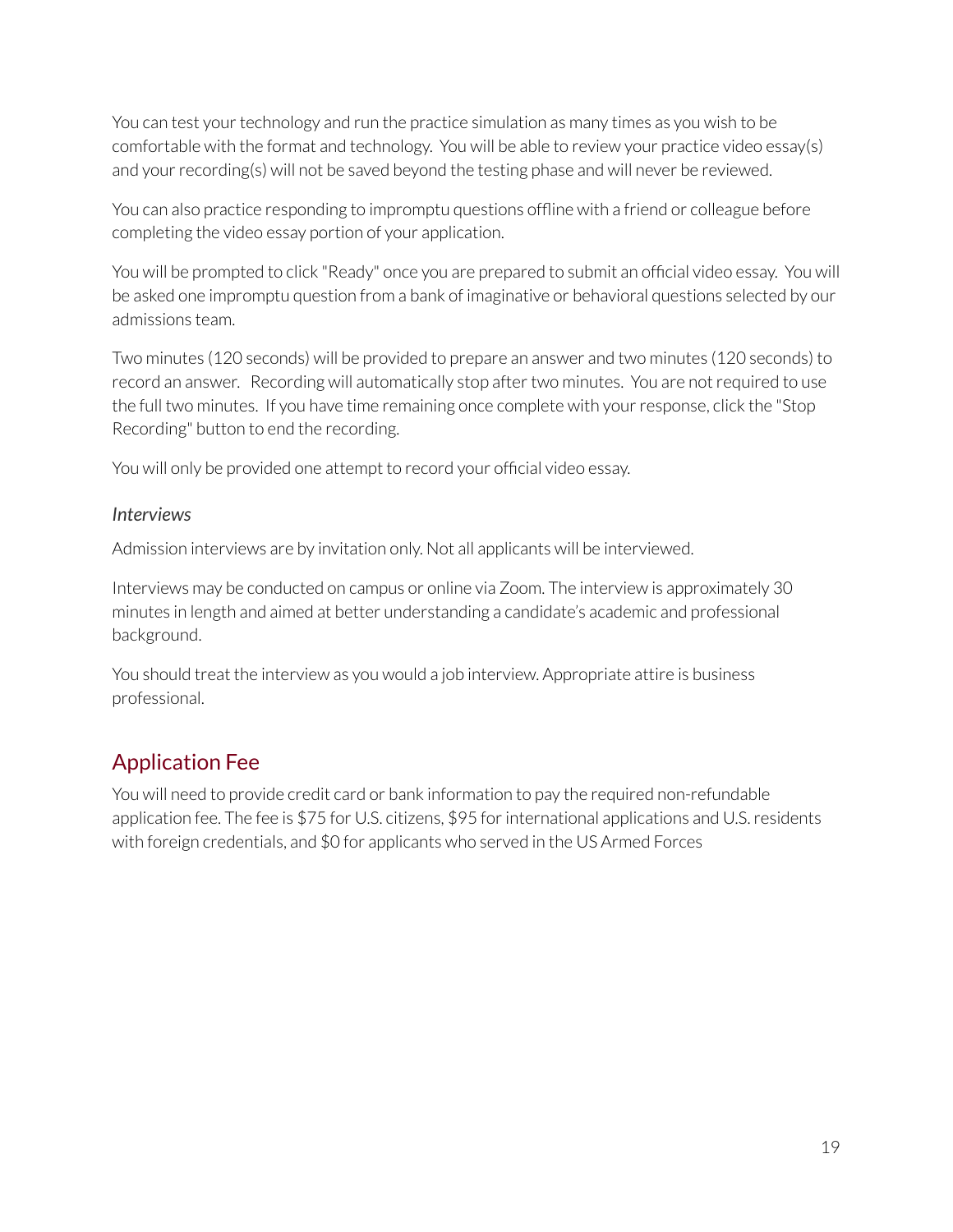You can test your technology and run the practice simulation as many times as you wish to be comfortable with the format and technology. You will be able to review your practice video essay(s) and your recording(s) will not be saved beyond the testing phase and will never be reviewed.

You can also practice responding to impromptu questions offline with a friend or colleague before completing the video essay portion of your application.

You will be prompted to click "Ready" once you are prepared to submit an official video essay. You will be asked one impromptu question from a bank of imaginative or behavioral questions selected by our admissions team.

Two minutes (120 seconds) will be provided to prepare an answer and two minutes (120 seconds) to record an answer. Recording will automatically stop after two minutes. You are not required to use the full two minutes. If you have time remaining once complete with your response, click the "Stop Recording" button to end the recording.

You will only be provided one attempt to record your official video essay.

### *Interviews*

Admission interviews are by invitation only. Not all applicants will be interviewed.

Interviews may be conducted on campus or online via Zoom. The interview is approximately 30 minutes in length and aimed at better understanding a candidate's academic and professional background.

You should treat the interview as you would a job interview. Appropriate attire is business professional.

## Application Fee

You will need to provide credit card or bank information to pay the required non-refundable application fee. The fee is $75 for U.S. citizens, $95 for international applications and U.S. residents with foreign credentials, and $0 for applicants who served in the US Armed Forces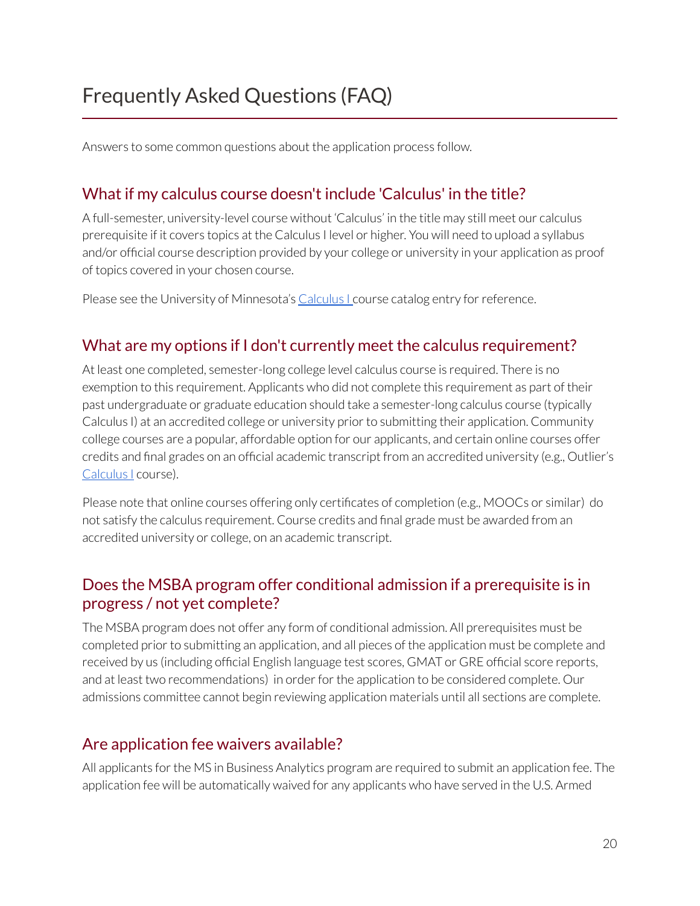# Frequently Asked Questions (FAQ)

Answers to some common questions about the application process follow.

## What if my calculus course doesn't include 'Calculus' in the title?

A full-semester, university-level course without 'Calculus' in the title may still meet our calculus prerequisite if it covers topics at the Calculus I level or higher. You will need to upload a syllabus and/or official course description provided by your college or university in your application as proof of topics covered in your chosen course.

Please see the University of Minnesota's Calculus I course catalog entry for reference.

## What are my options if I don't currently meet the calculus requirement?

At least one completed, semester-long college level calculus course is required. There is no exemption to this requirement. Applicants who did not complete this requirement as part of their past undergraduate or graduate education should take a semester-long calculus course (typically Calculus I) at an accredited college or university prior to submitting their application. Community college courses are a popular, affordable option for our applicants, and certain online courses offer credits and final grades on an official academic transcript from an accredited university (e.g., Outlier's Calculus I course).

Please note that online courses offering only certificates of completion (e.g., MOOCs or similar) do not satisfy the calculus requirement. Course credits and final grade must be awarded from an accredited university or college, on an academic transcript.

## Does the MSBA program offer conditional admission if a prerequisite is in progress / not yet complete?

The MSBA program does not offer any form of conditional admission. All prerequisites must be completed prior to submitting an application, and all pieces of the application must be complete and received by us (including official English language test scores, GMAT or GRE official score reports, and at least two recommendations) in order for the application to be considered complete. Our admissions committee cannot begin reviewing application materials until all sections are complete.

## Are application fee waivers available?

All applicants for the MS in Business Analytics program are required to submit an application fee. The application fee will be automatically waived for any applicants who have served in the U.S. Armed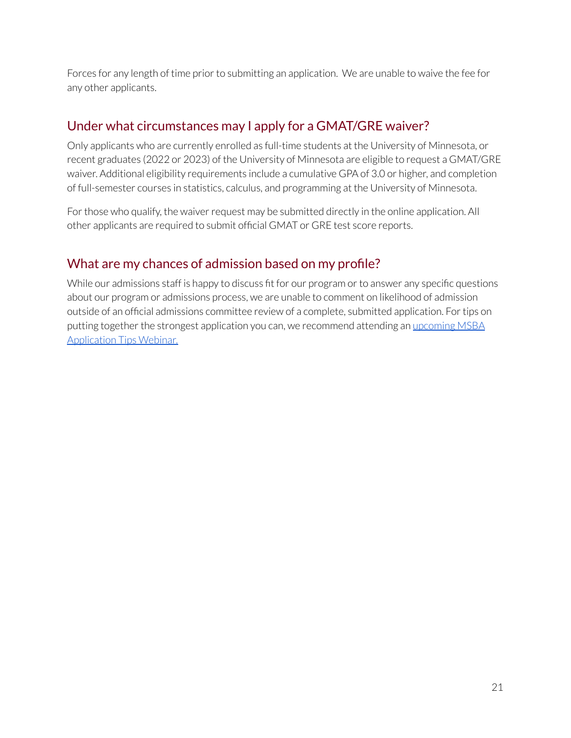Forces for any length of time prior to submitting an application. We are unable to waive the fee for any other applicants.

## Under what circumstances may I apply for a GMAT/GRE waiver?

Only applicants who are currently enrolled as full-time students at the University of Minnesota, or recent graduates (2022 or 2023) of the University of Minnesota are eligible to request a GMAT/GRE waiver. Additional eligibility requirements include a cumulative GPA of 3.0 or higher, and completion of full-semester courses in statistics, calculus, and programming at the University of Minnesota.

For those who qualify, the waiver request may be submitted directly in the online application. All other applicants are required to submit official GMAT or GRE test score reports.

## What are my chances of admission based on my profile?

While our admissions staff is happy to discuss fit for our program or to answer any specific questions about our program or admissions process, we are unable to comment on likelihood of admission outside of an official admissions committee review of a complete, submitted application. For tips on putting together the strongest application you can, we recommend attending an upcoming MSBA Application Tips Webinar.